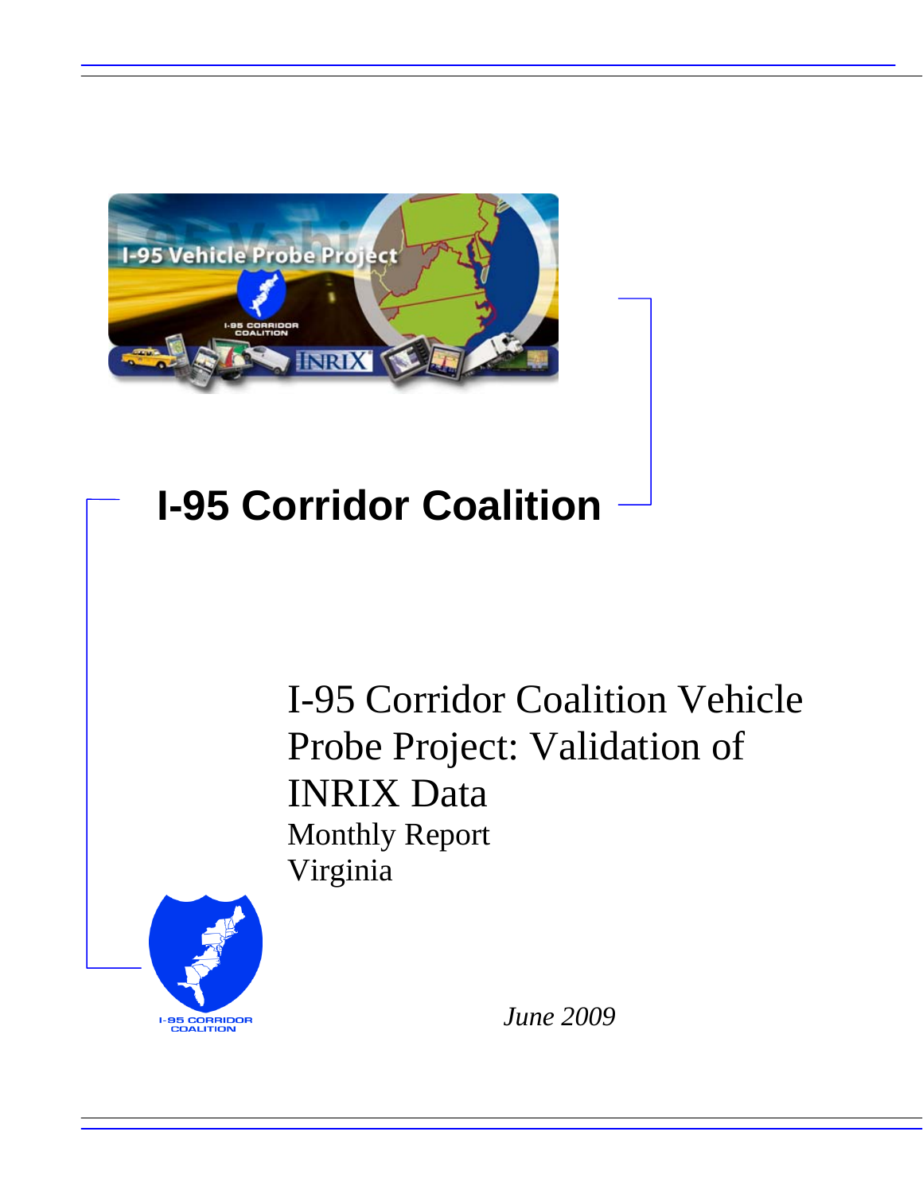# I-95 Corridor Coalition

I-95 Corridor Coalition Vehicle Probe Project: Validation of INRIX Data

Monthly Report

Virginia

*June 2009*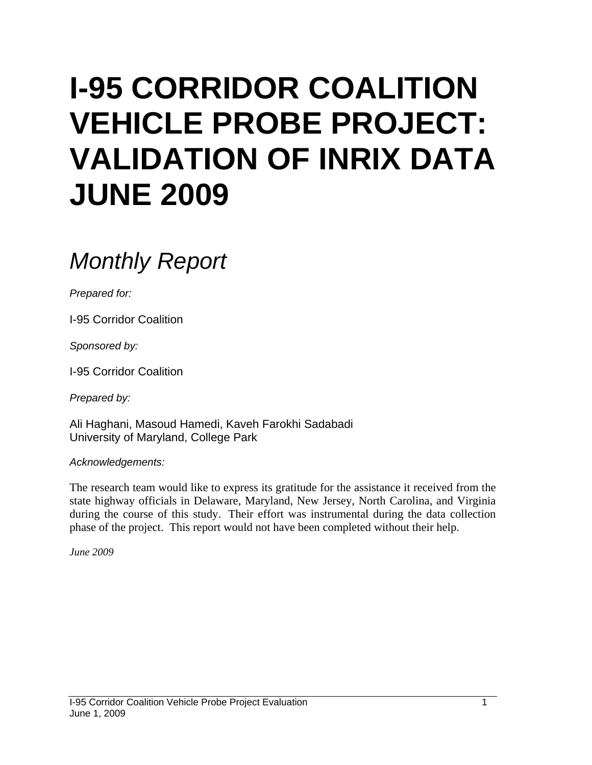# I-95 CORRIDOR COALITION VEHICLE PROBE PROJECT: VALIDATION OF INRIX DATA JUNE 2009

## *Monthly Report*

*Prepared for:*

I-95 Corridor Coalition

*Sponsored by:*

I-95 Corridor Coalition

*Prepared by:*

Ali Haghani, Masoud Hamedi, Kaveh Farokhi Sadabadi
University of Maryland, College Park

*Acknowledgements:*

The research team would like to express its gratitude for the assistance it received from the state highway officials in Delaware, Maryland, New Jersey, North Carolina, and Virginia during the course of this study. Their effort was instrumental during the data collection phase of the project. This report would not have been completed without their help.

*June 2009*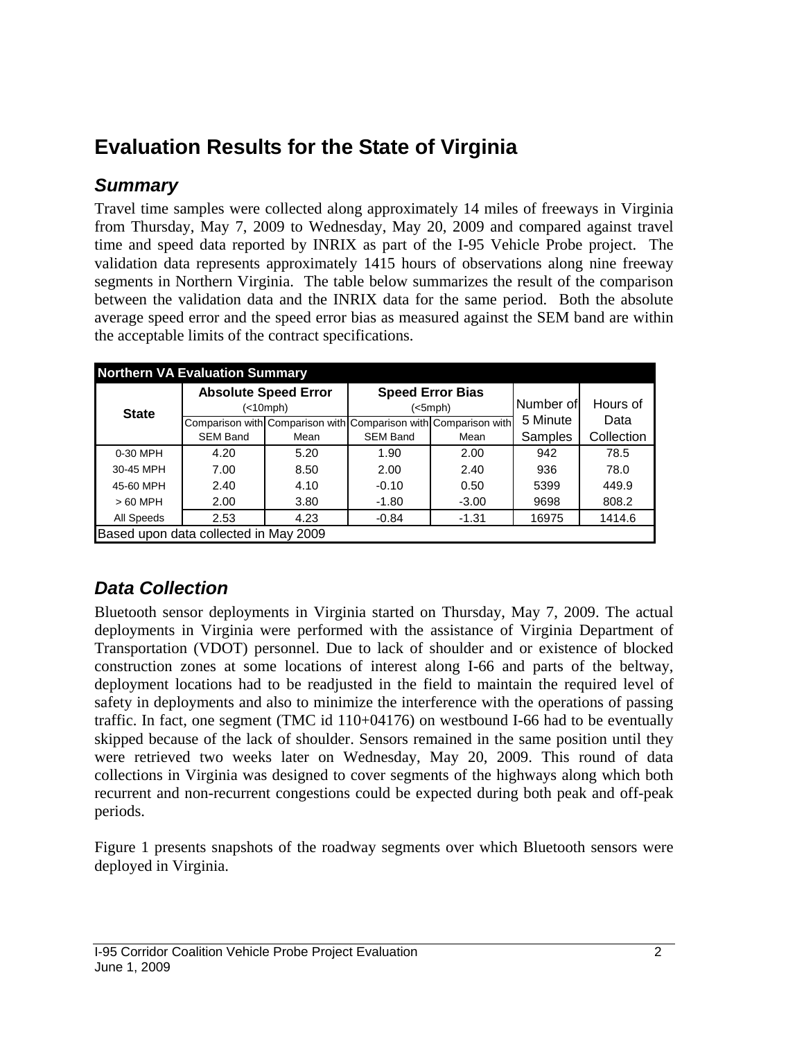# Evaluation Results for the State of Virginia

## *Summary*

Travel time samples were collected along approximately 14 miles of freeways in Virginia from Thursday, May 7, 2009 to Wednesday, May 20, 2009 and compared against travel time and speed data reported by INRIX as part of the I-95 Vehicle Probe project. The validation data represents approximately 1415 hours of observations along nine freeway segments in Northern Virginia. The table below summarizes the result of the comparison between the validation data and the INRIX data for the same period. Both the absolute average speed error and the speed error bias as measured against the SEM band are within the acceptable limits of the contract specifications.

**Northern VA Evaluation Summary**

| State | Absolute Speed Error (<10mph) | | Speed Error Bias (<5mph) | | Number of 5 Minute Samples | Hours of Data Collection |
|---|---|---|---|---|---|---|
| | Comparison with SEM Band | Comparison with Mean | Comparison with SEM Band | Comparison with Mean | | |
| 0-30 MPH | 4.20 | 5.20 | 1.90 | 2.00 | 942 | 78.5 |
| 30-45 MPH | 7.00 | 8.50 | 2.00 | 2.40 | 936 | 78.0 |
| 45-60 MPH | 2.40 | 4.10 | -0.10 | 0.50 | 5399 | 449.9 |
| > 60 MPH | 2.00 | 3.80 | -1.80 | -3.00 | 9698 | 808.2 |
| All Speeds | 2.53 | 4.23 | -0.84 | -1.31 | 16975 | 1414.6 |

Based upon data collected in May 2009

## *Data Collection*

Bluetooth sensor deployments in Virginia started on Thursday, May 7, 2009. The actual deployments in Virginia were performed with the assistance of Virginia Department of Transportation (VDOT) personnel. Due to lack of shoulder and or existence of blocked construction zones at some locations of interest along I-66 and parts of the beltway, deployment locations had to be readjusted in the field to maintain the required level of safety in deployments and also to minimize the interference with the operations of passing traffic. In fact, one segment (TMC id 110+04176) on westbound I-66 had to be eventually skipped because of the lack of shoulder. Sensors remained in the same position until they were retrieved two weeks later on Wednesday, May 20, 2009. This round of data collections in Virginia was designed to cover segments of the highways along which both recurrent and non-recurrent congestions could be expected during both peak and off-peak periods.

Figure 1 presents snapshots of the roadway segments over which Bluetooth sensors were deployed in Virginia.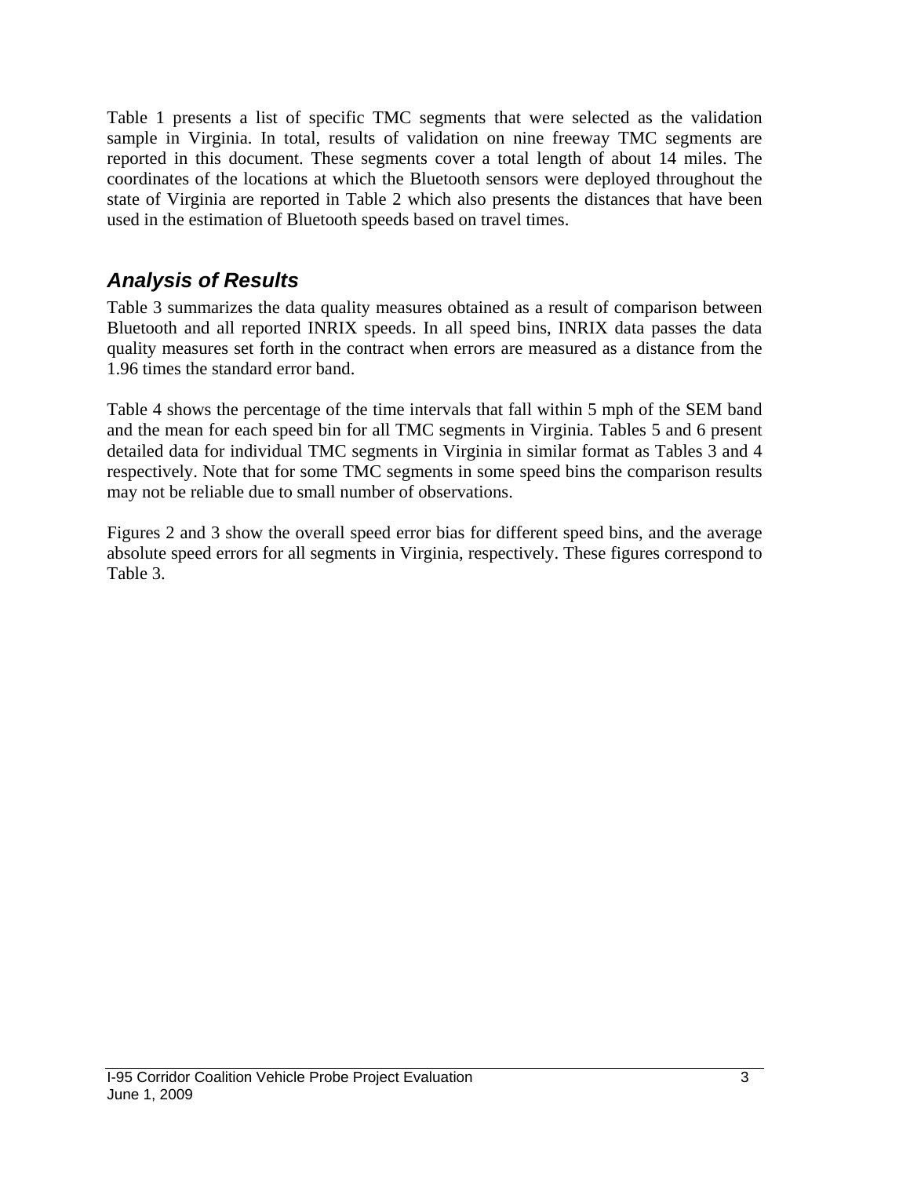Table 1 presents a list of specific TMC segments that were selected as the validation sample in Virginia. In total, results of validation on nine freeway TMC segments are reported in this document. These segments cover a total length of about 14 miles. The coordinates of the locations at which the Bluetooth sensors were deployed throughout the state of Virginia are reported in Table 2 which also presents the distances that have been used in the estimation of Bluetooth speeds based on travel times.

## *Analysis of Results*

Table 3 summarizes the data quality measures obtained as a result of comparison between Bluetooth and all reported INRIX speeds. In all speed bins, INRIX data passes the data quality measures set forth in the contract when errors are measured as a distance from the 1.96 times the standard error band.

Table 4 shows the percentage of the time intervals that fall within 5 mph of the SEM band and the mean for each speed bin for all TMC segments in Virginia. Tables 5 and 6 present detailed data for individual TMC segments in Virginia in similar format as Tables 3 and 4 respectively. Note that for some TMC segments in some speed bins the comparison results may not be reliable due to small number of observations.

Figures 2 and 3 show the overall speed error bias for different speed bins, and the average absolute speed errors for all segments in Virginia, respectively. These figures correspond to Table 3.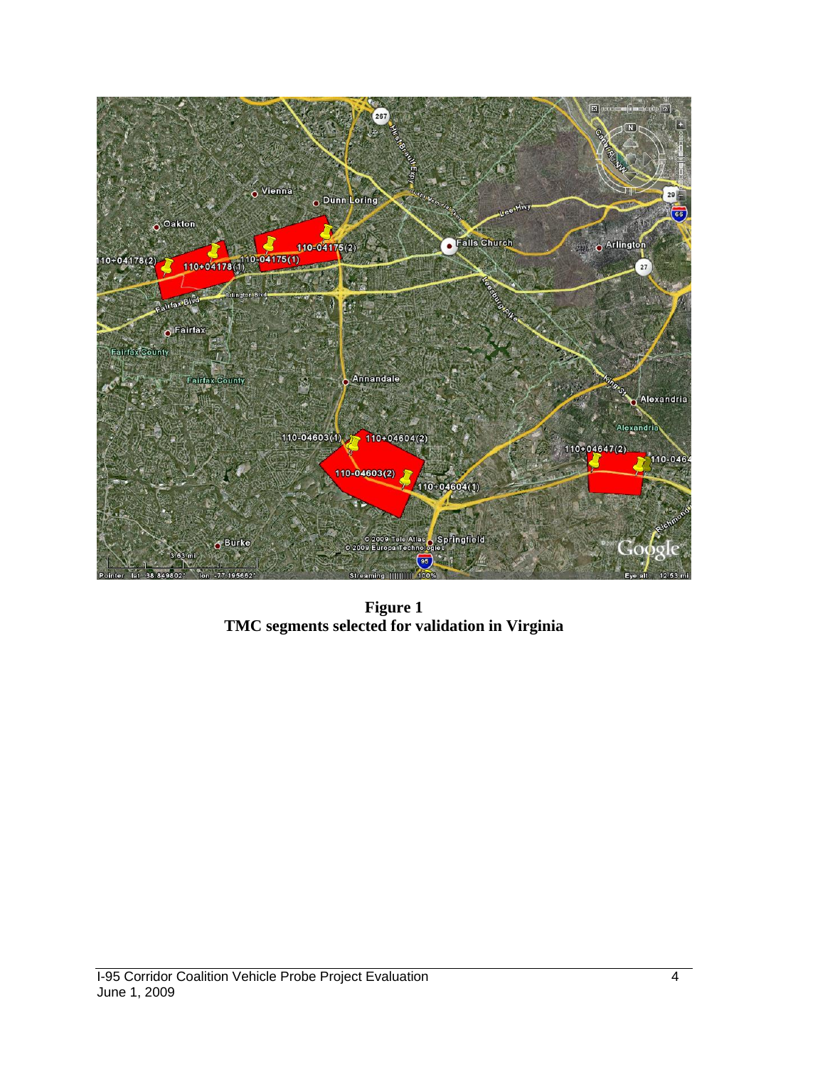**Figure 1**
**TMC segments selected for validation in Virginia**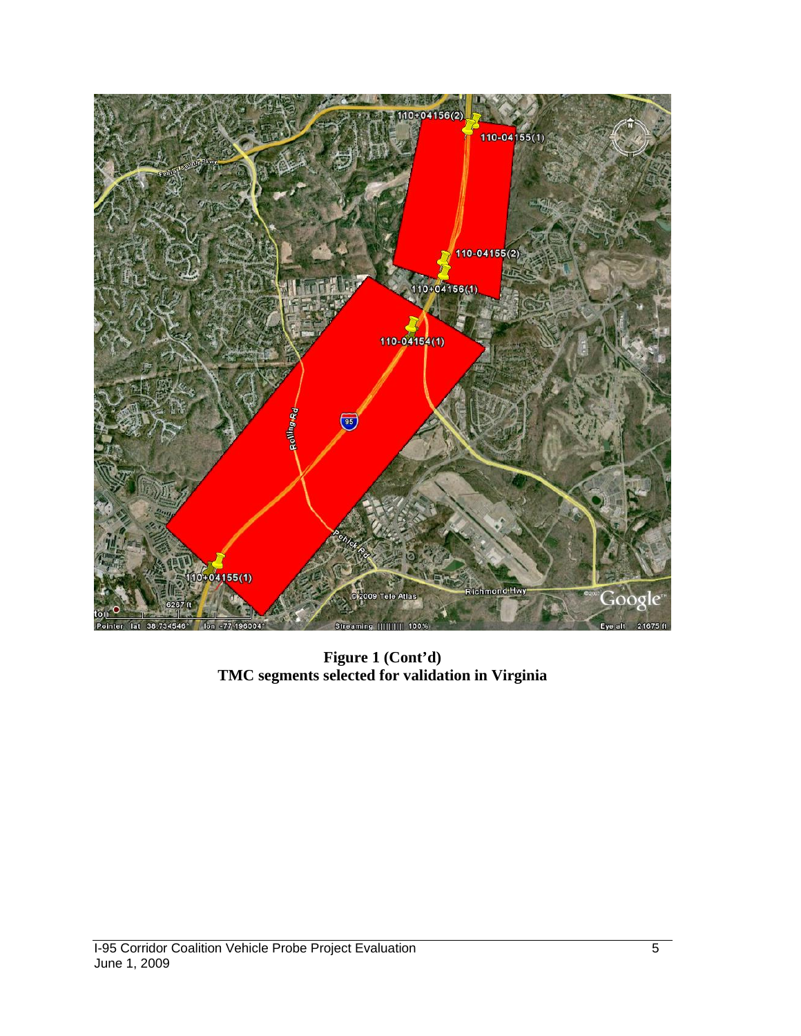**Figure 1 (Cont'd)**
**TMC segments selected for validation in Virginia**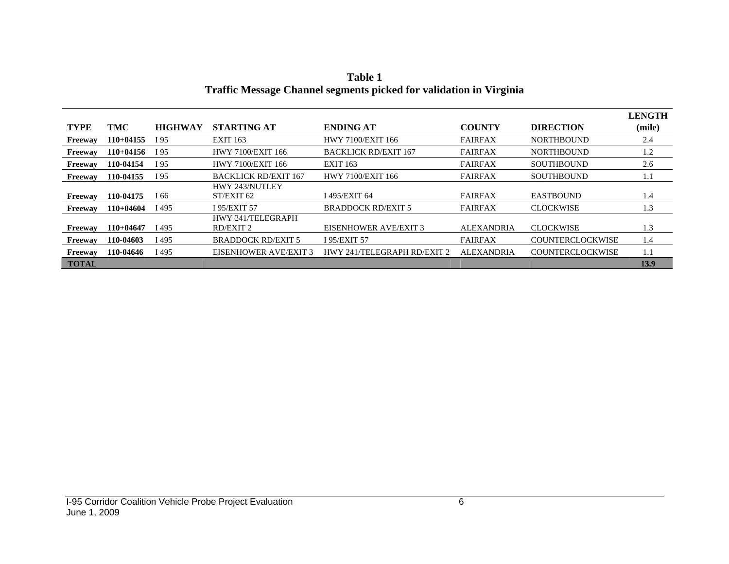**Table 1**
**Traffic Message Channel segments picked for validation in Virginia**

| TYPE | TMC | HIGHWAY | STARTING AT | ENDING AT | COUNTY | DIRECTION | LENGTH (mile) |
|---|---|---|---|---|---|---|---|
| **Freeway** | **110+04155** | I 95 | EXIT 163 | HWY 7100/EXIT 166 | FAIRFAX | NORTHBOUND | 2.4 |
| **Freeway** | **110+04156** | I 95 | HWY 7100/EXIT 166 | BACKLICK RD/EXIT 167 | FAIRFAX | NORTHBOUND | 1.2 |
| **Freeway** | **110-04154** | I 95 | HWY 7100/EXIT 166 | EXIT 163 | FAIRFAX | SOUTHBOUND | 2.6 |
| **Freeway** | **110-04155** | I 95 | BACKLICK RD/EXIT 167 | HWY 7100/EXIT 166 | FAIRFAX | SOUTHBOUND | 1.1 |
| **Freeway** | **110-04175** | I 66 | HWY 243/NUTLEY ST/EXIT 62 | I 495/EXIT 64 | FAIRFAX | EASTBOUND | 1.4 |
| **Freeway** | **110+04604** | I 495 | I 95/EXIT 57 | BRADDOCK RD/EXIT 5 | FAIRFAX | CLOCKWISE | 1.3 |
| **Freeway** | **110+04647** | I 495 | HWY 241/TELEGRAPH RD/EXIT 2 | EISENHOWER AVE/EXIT 3 | ALEXANDRIA | CLOCKWISE | 1.3 |
| **Freeway** | **110-04603** | I 495 | BRADDOCK RD/EXIT 5 | I 95/EXIT 57 | FAIRFAX | COUNTERCLOCKWISE | 1.4 |
| **Freeway** | **110-04646** | I 495 | EISENHOWER AVE/EXIT 3 | HWY 241/TELEGRAPH RD/EXIT 2 | ALEXANDRIA | COUNTERCLOCKWISE | 1.1 |
| **TOTAL** | | | | | | | **13.9** |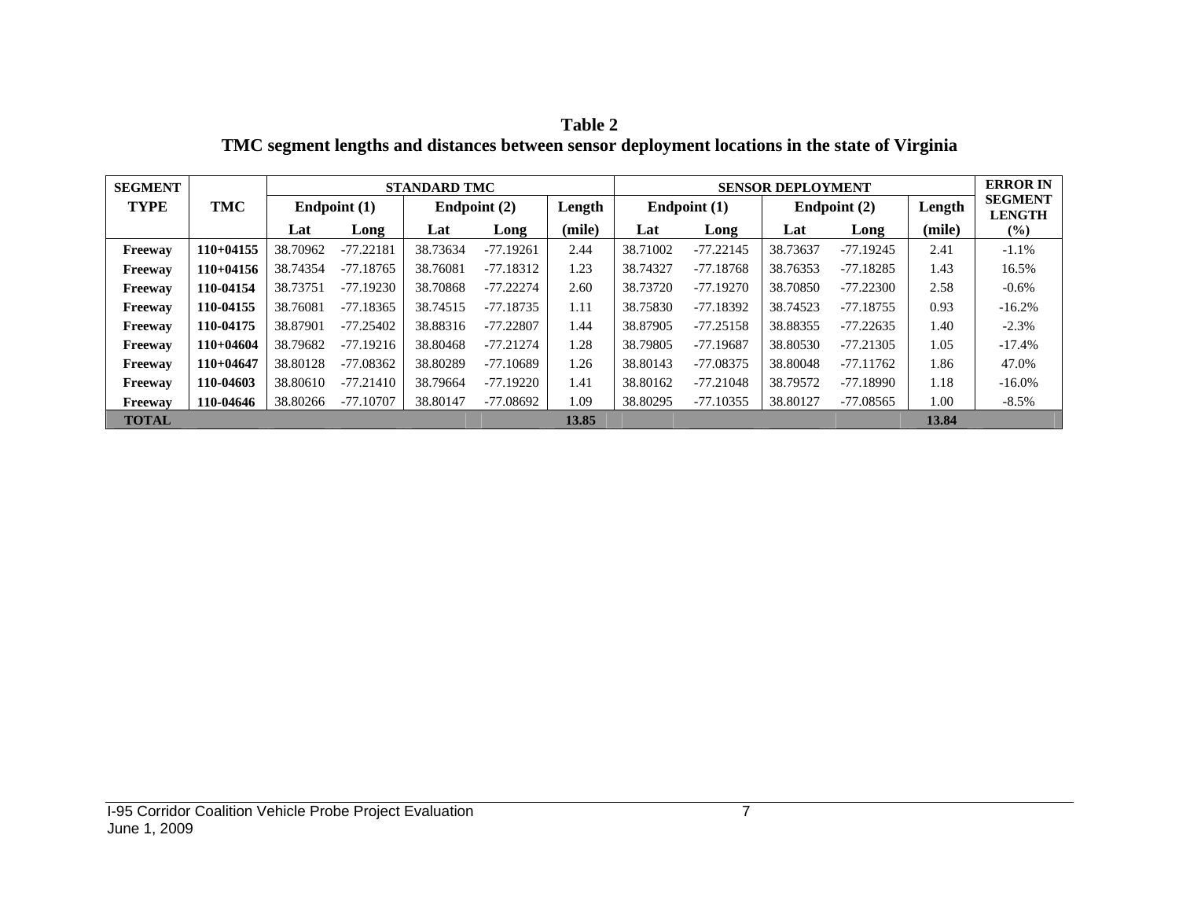**Table 2**
**TMC segment lengths and distances between sensor deployment locations in the state of Virginia**

| SEGMENT TYPE | TMC | STANDARD TMC | | | | | SENSOR DEPLOYMENT | | | | | ERROR IN SEGMENT LENGTH |
|---|---|---|---|---|---|---|---|---|---|---|---|---|
| | | Endpoint (1) | | Endpoint (2) | | Length | Endpoint (1) | | Endpoint (2) | | Length | |
| | | Lat | Long | Lat | Long | (mile) | Lat | Long | Lat | Long | (mile) | (%) |
| **Freeway** | **110+04155** | 38.70962 | -77.22181 | 38.73634 | -77.19261 | 2.44 | 38.71002 | -77.22145 | 38.73637 | -77.19245 | 2.41 | -1.1% |
| **Freeway** | **110+04156** | 38.74354 | -77.18765 | 38.76081 | -77.18312 | 1.23 | 38.74327 | -77.18768 | 38.76353 | -77.18285 | 1.43 | 16.5% |
| **Freeway** | **110-04154** | 38.73751 | -77.19230 | 38.70868 | -77.22274 | 2.60 | 38.73720 | -77.19270 | 38.70850 | -77.22300 | 2.58 | -0.6% |
| **Freeway** | **110-04155** | 38.76081 | -77.18365 | 38.74515 | -77.18735 | 1.11 | 38.75830 | -77.18392 | 38.74523 | -77.18755 | 0.93 | -16.2% |
| **Freeway** | **110-04175** | 38.87901 | -77.25402 | 38.88316 | -77.22807 | 1.44 | 38.87905 | -77.25158 | 38.88355 | -77.22635 | 1.40 | -2.3% |
| **Freeway** | **110+04604** | 38.79682 | -77.19216 | 38.80468 | -77.21274 | 1.28 | 38.79805 | -77.19687 | 38.80530 | -77.21305 | 1.05 | -17.4% |
| **Freeway** | **110+04647** | 38.80128 | -77.08362 | 38.80289 | -77.10689 | 1.26 | 38.80143 | -77.08375 | 38.80048 | -77.11762 | 1.86 | 47.0% |
| **Freeway** | **110-04603** | 38.80610 | -77.21410 | 38.79664 | -77.19220 | 1.41 | 38.80162 | -77.21048 | 38.79572 | -77.18990 | 1.18 | -16.0% |
| **Freeway** | **110-04646** | 38.80266 | -77.10707 | 38.80147 | -77.08692 | 1.09 | 38.80295 | -77.10355 | 38.80127 | -77.08565 | 1.00 | -8.5% |
| **TOTAL** | | | | | | **13.85** | | | | | **13.84** | |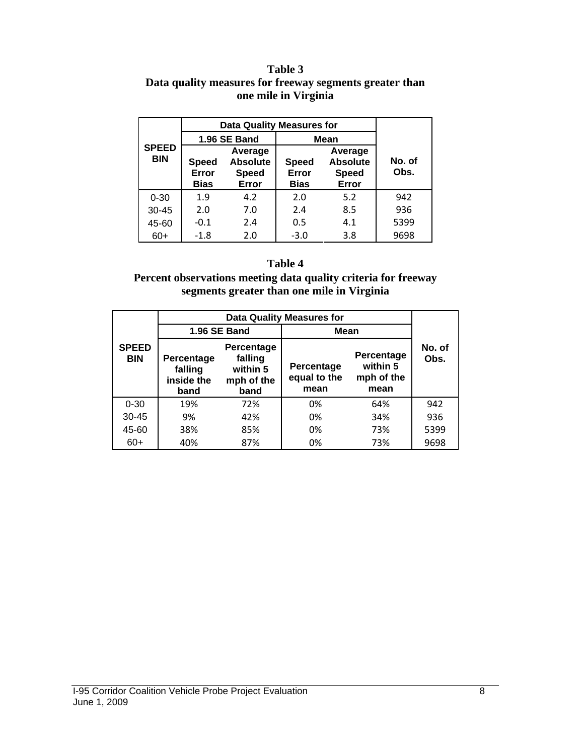**Table 3**
**Data quality measures for freeway segments greater than one mile in Virginia**

| SPEED BIN | Data Quality Measures for | | | | No. of Obs. |
|---|---|---|---|---|---|
| | 1.96 SE Band | | Mean | | |
| | Speed Error Bias | Average Absolute Speed Error | Speed Error Bias | Average Absolute Speed Error | |
| 0-30 | 1.9 | 4.2 | 2.0 | 5.2 | 942 |
| 30-45 | 2.0 | 7.0 | 2.4 | 8.5 | 936 |
| 45-60 | -0.1 | 2.4 | 0.5 | 4.1 | 5399 |
| 60+ | -1.8 | 2.0 | -3.0 | 3.8 | 9698 |

**Table 4**
**Percent observations meeting data quality criteria for freeway segments greater than one mile in Virginia**

| SPEED BIN | Data Quality Measures for | | | | No. of Obs. |
|---|---|---|---|---|---|
| | 1.96 SE Band | | Mean | | |
| | Percentage falling inside the band | Percentage falling within 5 mph of the band | Percentage equal to the mean | Percentage within 5 mph of the mean | |
| 0-30 | 19% | 72% | 0% | 64% | 942 |
| 30-45 | 9% | 42% | 0% | 34% | 936 |
| 45-60 | 38% | 85% | 0% | 73% | 5399 |
| 60+ | 40% | 87% | 0% | 73% | 9698 |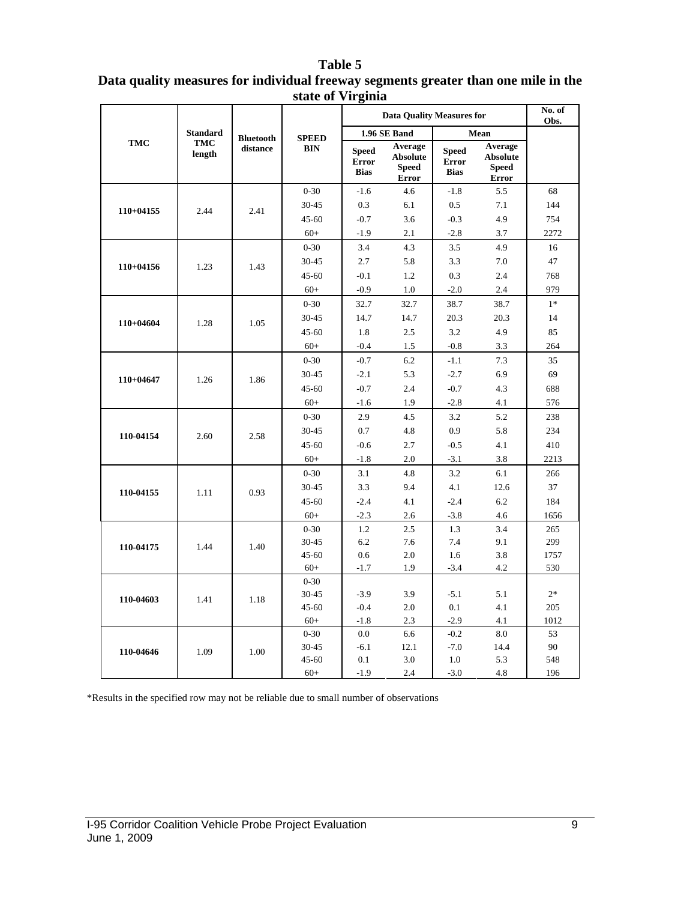**Table 5**

**Data quality measures for individual freeway segments greater than one mile in the state of Virginia**

| TMC | Standard TMC length | Bluetooth distance | SPEED BIN | Data Quality Measures for | | | | No. of Obs. |
|---|---|---|---|---|---|---|---|---|
| | | | | 1.96 SE Band | | Mean | | |
| | | | | Speed Error Bias | Average Absolute Speed Error | Speed Error Bias | Average Absolute Speed Error | |
| 110+04155 | 2.44 | 2.41 | 0-30 | -1.6 | 4.6 | -1.8 | 5.5 | 68 |
| | | | 30-45 | 0.3 | 6.1 | 0.5 | 7.1 | 144 |
| | | | 45-60 | -0.7 | 3.6 | -0.3 | 4.9 | 754 |
| | | | 60+ | -1.9 | 2.1 | -2.8 | 3.7 | 2272 |
| 110+04156 | 1.23 | 1.43 | 0-30 | 3.4 | 4.3 | 3.5 | 4.9 | 16 |
| | | | 30-45 | 2.7 | 5.8 | 3.3 | 7.0 | 47 |
| | | | 45-60 | -0.1 | 1.2 | 0.3 | 2.4 | 768 |
| | | | 60+ | -0.9 | 1.0 | -2.0 | 2.4 | 979 |
| 110+04604 | 1.28 | 1.05 | 0-30 | 32.7 | 32.7 | 38.7 | 38.7 | 1* |
| | | | 30-45 | 14.7 | 14.7 | 20.3 | 20.3 | 14 |
| | | | 45-60 | 1.8 | 2.5 | 3.2 | 4.9 | 85 |
| | | | 60+ | -0.4 | 1.5 | -0.8 | 3.3 | 264 |
| 110+04647 | 1.26 | 1.86 | 0-30 | -0.7 | 6.2 | -1.1 | 7.3 | 35 |
| | | | 30-45 | -2.1 | 5.3 | -2.7 | 6.9 | 69 |
| | | | 45-60 | -0.7 | 2.4 | -0.7 | 4.3 | 688 |
| | | | 60+ | -1.6 | 1.9 | -2.8 | 4.1 | 576 |
| 110-04154 | 2.60 | 2.58 | 0-30 | 2.9 | 4.5 | 3.2 | 5.2 | 238 |
| | | | 30-45 | 0.7 | 4.8 | 0.9 | 5.8 | 234 |
| | | | 45-60 | -0.6 | 2.7 | -0.5 | 4.1 | 410 |
| | | | 60+ | -1.8 | 2.0 | -3.1 | 3.8 | 2213 |
| 110-04155 | 1.11 | 0.93 | 0-30 | 3.1 | 4.8 | 3.2 | 6.1 | 266 |
| | | | 30-45 | 3.3 | 9.4 | 4.1 | 12.6 | 37 |
| | | | 45-60 | -2.4 | 4.1 | -2.4 | 6.2 | 184 |
| | | | 60+ | -2.3 | 2.6 | -3.8 | 4.6 | 1656 |
| 110-04175 | 1.44 | 1.40 | 0-30 | 1.2 | 2.5 | 1.3 | 3.4 | 265 |
| | | | 30-45 | 6.2 | 7.6 | 7.4 | 9.1 | 299 |
| | | | 45-60 | 0.6 | 2.0 | 1.6 | 3.8 | 1757 |
| | | | 60+ | -1.7 | 1.9 | -3.4 | 4.2 | 530 |
| 110-04603 | 1.41 | 1.18 | 0-30 | | | | | |
| | | | 30-45 | -3.9 | 3.9 | -5.1 | 5.1 | 2* |
| | | | 45-60 | -0.4 | 2.0 | 0.1 | 4.1 | 205 |
| | | | 60+ | -1.8 | 2.3 | -2.9 | 4.1 | 1012 |
| 110-04646 | 1.09 | 1.00 | 0-30 | 0.0 | 6.6 | -0.2 | 8.0 | 53 |
| | | | 30-45 | -6.1 | 12.1 | -7.0 | 14.4 | 90 |
| | | | 45-60 | 0.1 | 3.0 | 1.0 | 5.3 | 548 |
| | | | 60+ | -1.9 | 2.4 | -3.0 | 4.8 | 196 |

*Results in the specified row may not be reliable due to small number of observations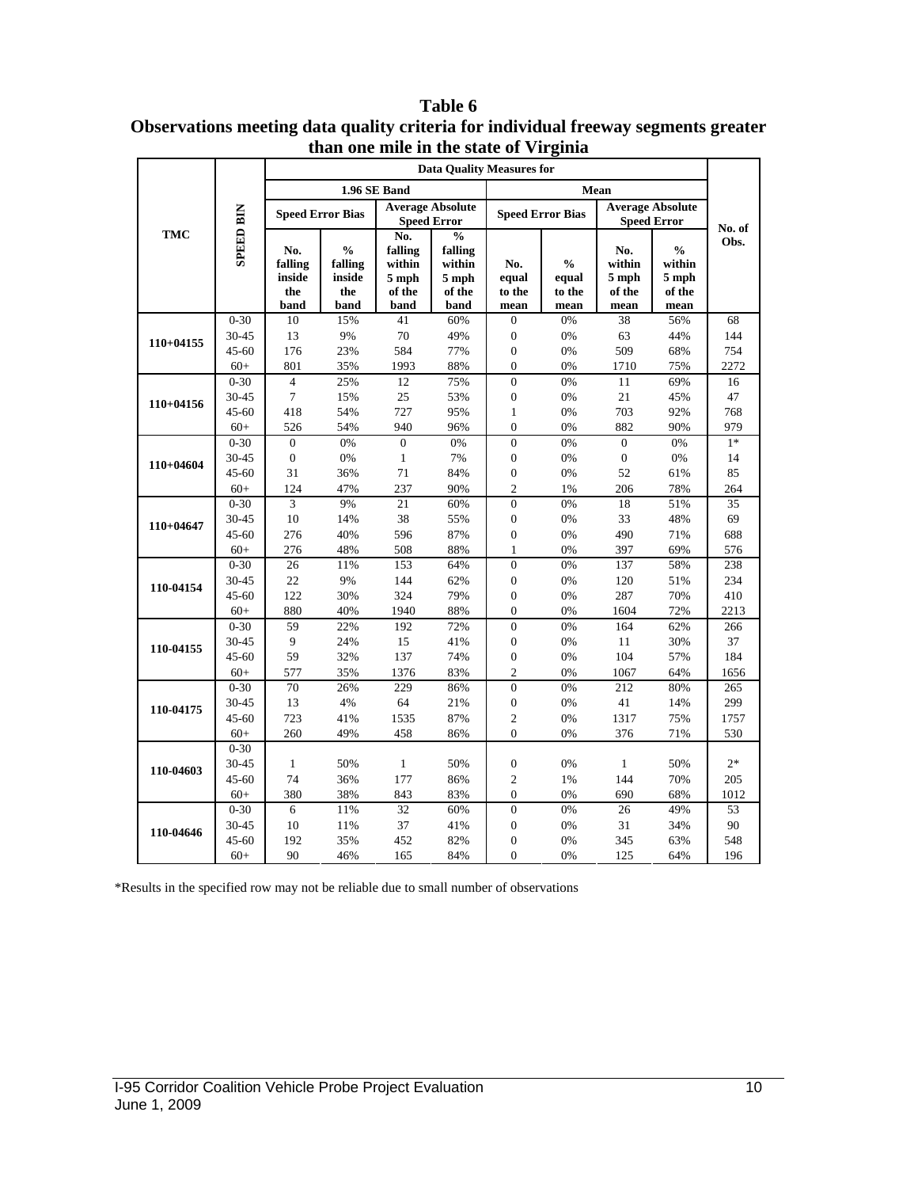**Table 6**
**Observations meeting data quality criteria for individual freeway segments greater than one mile in the state of Virginia**

| TMC | SPEED BIN | Data Quality Measures for | | | | | | | | No. of Obs. |
|---|---|---|---|---|---|---|---|---|---|---|
| | | 1.96 SE Band | | | | Mean | | | | |
| | | Speed Error Bias | | Average Absolute Speed Error | | Speed Error Bias | | Average Absolute Speed Error | | |
| | | No. falling inside the band | % falling inside the band | No. falling within 5 mph of the band | % falling within 5 mph of the band | No. equal to the mean | % equal to the mean | No. within 5 mph of the mean | % within 5 mph of the mean | |
| 110+04155 | 0-30 | 10 | 15% | 41 | 60% | 0 | 0% | 38 | 56% | 68 |
| | 30-45 | 13 | 9% | 70 | 49% | 0 | 0% | 63 | 44% | 144 |
| | 45-60 | 176 | 23% | 584 | 77% | 0 | 0% | 509 | 68% | 754 |
| | 60+ | 801 | 35% | 1993 | 88% | 0 | 0% | 1710 | 75% | 2272 |
| 110+04156 | 0-30 | 4 | 25% | 12 | 75% | 0 | 0% | 11 | 69% | 16 |
| | 30-45 | 7 | 15% | 25 | 53% | 0 | 0% | 21 | 45% | 47 |
| | 45-60 | 418 | 54% | 727 | 95% | 1 | 0% | 703 | 92% | 768 |
| | 60+ | 526 | 54% | 940 | 96% | 0 | 0% | 882 | 90% | 979 |
| 110+04604 | 0-30 | 0 | 0% | 0 | 0% | 0 | 0% | 0 | 0% | 1* |
| | 30-45 | 0 | 0% | 1 | 7% | 0 | 0% | 0 | 0% | 14 |
| | 45-60 | 31 | 36% | 71 | 84% | 0 | 0% | 52 | 61% | 85 |
| | 60+ | 124 | 47% | 237 | 90% | 2 | 1% | 206 | 78% | 264 |
| 110+04647 | 0-30 | 3 | 9% | 21 | 60% | 0 | 0% | 18 | 51% | 35 |
| | 30-45 | 10 | 14% | 38 | 55% | 0 | 0% | 33 | 48% | 69 |
| | 45-60 | 276 | 40% | 596 | 87% | 0 | 0% | 490 | 71% | 688 |
| | 60+ | 276 | 48% | 508 | 88% | 1 | 0% | 397 | 69% | 576 |
| 110-04154 | 0-30 | 26 | 11% | 153 | 64% | 0 | 0% | 137 | 58% | 238 |
| | 30-45 | 22 | 9% | 144 | 62% | 0 | 0% | 120 | 51% | 234 |
| | 45-60 | 122 | 30% | 324 | 79% | 0 | 0% | 287 | 70% | 410 |
| | 60+ | 880 | 40% | 1940 | 88% | 0 | 0% | 1604 | 72% | 2213 |
| 110-04155 | 0-30 | 59 | 22% | 192 | 72% | 0 | 0% | 164 | 62% | 266 |
| | 30-45 | 9 | 24% | 15 | 41% | 0 | 0% | 11 | 30% | 37 |
| | 45-60 | 59 | 32% | 137 | 74% | 0 | 0% | 104 | 57% | 184 |
| | 60+ | 577 | 35% | 1376 | 83% | 2 | 0% | 1067 | 64% | 1656 |
| 110-04175 | 0-30 | 70 | 26% | 229 | 86% | 0 | 0% | 212 | 80% | 265 |
| | 30-45 | 13 | 4% | 64 | 21% | 0 | 0% | 41 | 14% | 299 |
| | 45-60 | 723 | 41% | 1535 | 87% | 2 | 0% | 1317 | 75% | 1757 |
| | 60+ | 260 | 49% | 458 | 86% | 0 | 0% | 376 | 71% | 530 |
| 110-04603 | 0-30 | | | | | | | | | |
| | 30-45 | 1 | 50% | 1 | 50% | 0 | 0% | 1 | 50% | 2* |
| | 45-60 | 74 | 36% | 177 | 86% | 2 | 1% | 144 | 70% | 205 |
| | 60+ | 380 | 38% | 843 | 83% | 0 | 0% | 690 | 68% | 1012 |
| 110-04646 | 0-30 | 6 | 11% | 32 | 60% | 0 | 0% | 26 | 49% | 53 |
| | 30-45 | 10 | 11% | 37 | 41% | 0 | 0% | 31 | 34% | 90 |
| | 45-60 | 192 | 35% | 452 | 82% | 0 | 0% | 345 | 63% | 548 |
| | 60+ | 90 | 46% | 165 | 84% | 0 | 0% | 125 | 64% | 196 |

*Results in the specified row may not be reliable due to small number of observations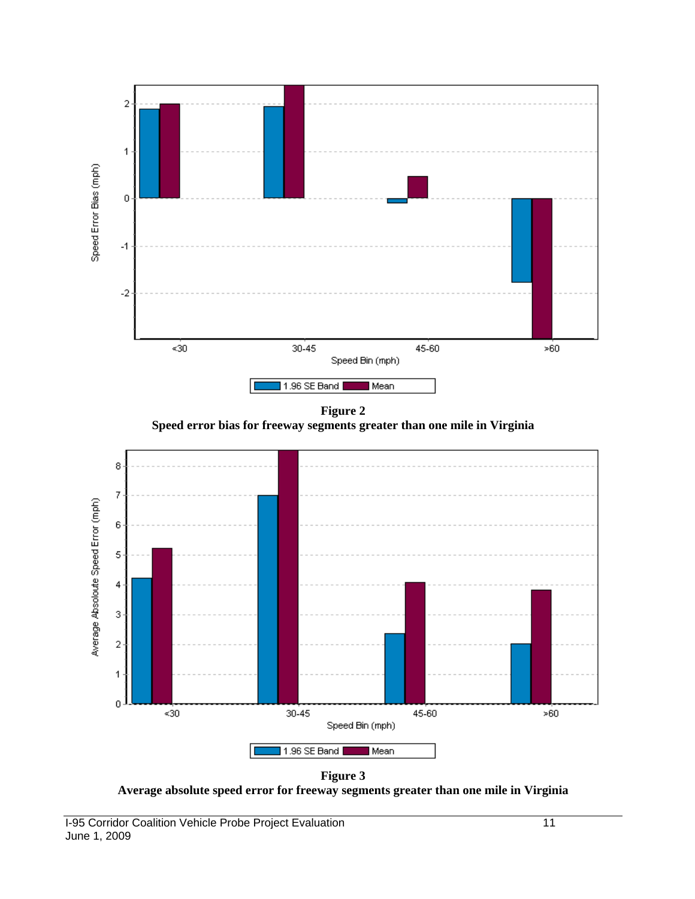Speed Error Bias (mph)

2
1
0
-1
-2

<30
30-45
45-60
>60

Speed Bin (mph)

1.96 SE Band
Mean

**Figure 2**
**Speed error bias for freeway segments greater than one mile in Virginia**

Average Absoloute Speed Error (mph)

8
7
6
5
4
3
2
1
0

<30
30-45
45-60
>60

Speed Bin (mph)

1.96 SE Band
Mean

**Figure 3**
**Average absolute speed error for freeway segments greater than one mile in Virginia**